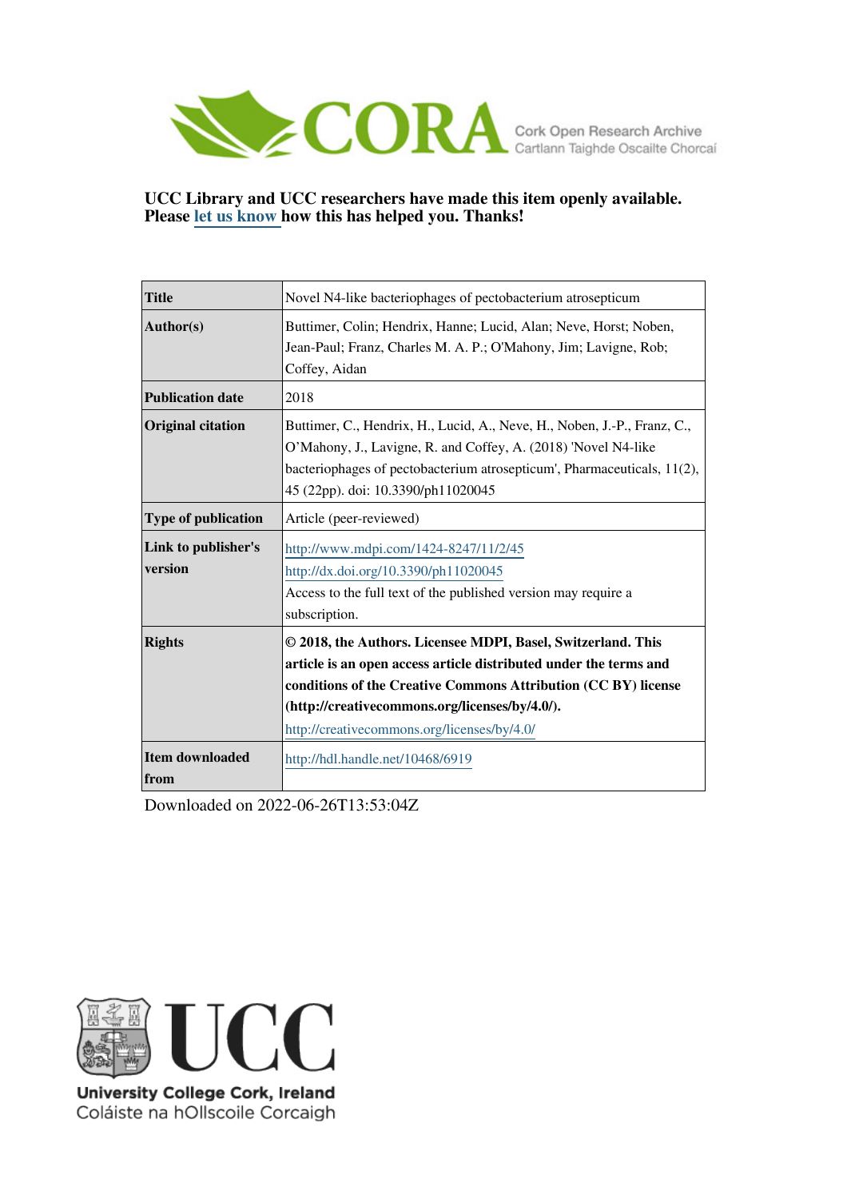CORA — Cork Open Research Archive
Cartlann Taighde Oscailte Chorcaí

**UCC Library and UCC researchers have made this item openly available. Please let us know how this has helped you. Thanks!**

| | |
|---|---|
| **Title** | Novel N4-like bacteriophages of pectobacterium atrosepticum |
| **Author(s)** | Buttimer, Colin; Hendrix, Hanne; Lucid, Alan; Neve, Horst; Noben, Jean-Paul; Franz, Charles M. A. P.; O'Mahony, Jim; Lavigne, Rob; Coffey, Aidan |
| **Publication date** | 2018 |
| **Original citation** | Buttimer, C., Hendrix, H., Lucid, A., Neve, H., Noben, J.-P., Franz, C., O'Mahony, J., Lavigne, R. and Coffey, A. (2018) 'Novel N4-like bacteriophages of pectobacterium atrosepticum', Pharmaceuticals, 11(2), 45 (22pp). doi: 10.3390/ph11020045 |
| **Type of publication** | Article (peer-reviewed) |
| **Link to publisher's version** | http://www.mdpi.com/1424-8247/11/2/45<br>http://dx.doi.org/10.3390/ph11020045<br>Access to the full text of the published version may require a subscription. |
| **Rights** | **© 2018, the Authors. Licensee MDPI, Basel, Switzerland. This article is an open access article distributed under the terms and conditions of the Creative Commons Attribution (CC BY) license (http://creativecommons.org/licenses/by/4.0/).**<br>http://creativecommons.org/licenses/by/4.0/ |
| **Item downloaded from** | http://hdl.handle.net/10468/6919 |

Downloaded on 2022-06-26T13:53:04Z

University College Cork, Ireland
Coláiste na hOllscoile Corcaigh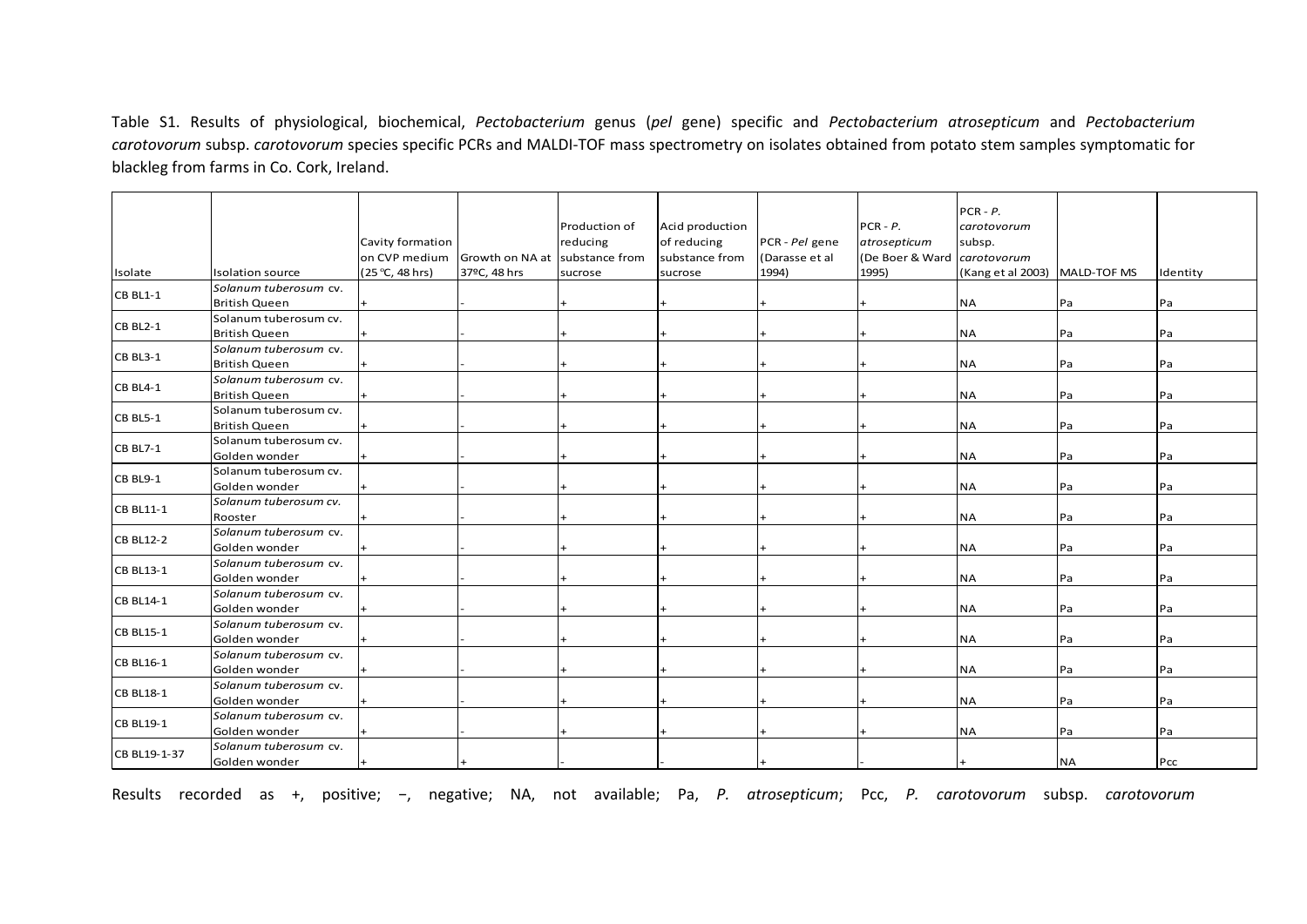Table S1. Results of physiological, biochemical, *Pectobacterium* genus (*pel* gene) specific and *Pectobacterium atrosepticum* and *Pectobacterium carotovorum* subsp. *carotovorum* species specific PCRs and MALDI-TOF mass spectrometry on isolates obtained from potato stem samples symptomatic for blackleg from farms in Co. Cork, Ireland.

| Isolate | Isolation source | Cavity formation on CVP medium (25 ºC, 48 hrs) | Growth on NA at 37ºC, 48 hrs | Production of reducing substance from sucrose | Acid production of reducing substance from sucrose | PCR - *Pel* gene (Darasse et al 1994) | PCR - *P. atrosepticum* (De Boer & Ward 1995) | PCR - *P. carotovorum* subsp. *carotovorum* (Kang et al 2003) | MALD-TOF MS | Identity |
|---|---|---|---|---|---|---|---|---|---|---|
| CB BL1-1 | *Solanum tuberosum* cv. British Queen | + | - | + | + | + | + | NA | Pa | Pa |
| CB BL2-1 | Solanum tuberosum cv. British Queen | + | - | + | + | + | + | NA | Pa | Pa |
| CB BL3-1 | *Solanum tuberosum* cv. British Queen | + | - | + | + | + | + | NA | Pa | Pa |
| CB BL4-1 | *Solanum tuberosum* cv. British Queen | + | - | + | + | + | + | NA | Pa | Pa |
| CB BL5-1 | Solanum tuberosum cv. British Queen | + | - | + | + | + | + | NA | Pa | Pa |
| CB BL7-1 | Solanum tuberosum cv. Golden wonder | + | - | + | + | + | + | NA | Pa | Pa |
| CB BL9-1 | Solanum tuberosum cv. Golden wonder | + | - | + | + | + | + | NA | Pa | Pa |
| CB BL11-1 | *Solanum tuberosum cv.* Rooster | + | - | + | + | + | + | NA | Pa | Pa |
| CB BL12-2 | *Solanum tuberosum* cv. Golden wonder | + | - | + | + | + | + | NA | Pa | Pa |
| CB BL13-1 | *Solanum tuberosum* cv. Golden wonder | + | - | + | + | + | + | NA | Pa | Pa |
| CB BL14-1 | *Solanum tuberosum* cv. Golden wonder | + | - | + | + | + | + | NA | Pa | Pa |
| CB BL15-1 | *Solanum tuberosum* cv. Golden wonder | + | - | + | + | + | + | NA | Pa | Pa |
| CB BL16-1 | *Solanum tuberosum* cv. Golden wonder | + | - | + | + | + | + | NA | Pa | Pa |
| CB BL18-1 | *Solanum tuberosum* cv. Golden wonder | + | - | + | + | + | + | NA | Pa | Pa |
| CB BL19-1 | *Solanum tuberosum* cv. Golden wonder | + | - | + | + | + | + | NA | Pa | Pa |
| CB BL19-1-37 | *Solanum tuberosum* cv. Golden wonder | + | + | - | - | + | - | + | NA | Pcc |

Results recorded as +, positive; −, negative; NA, not available; Pa, *P. atrosepticum*; Pcc, *P. carotovorum* subsp. *carotovorum*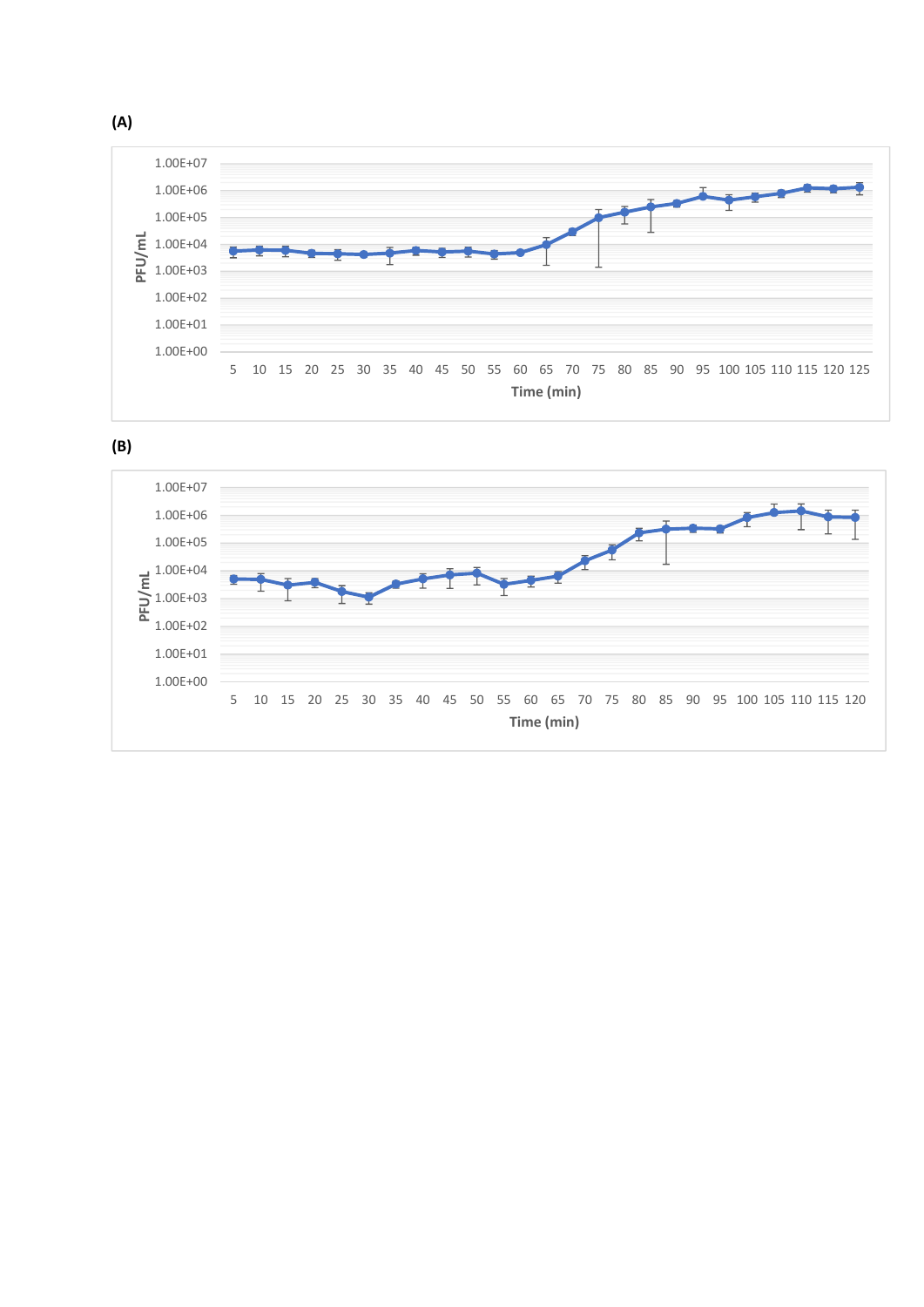**(A)**

**(B)**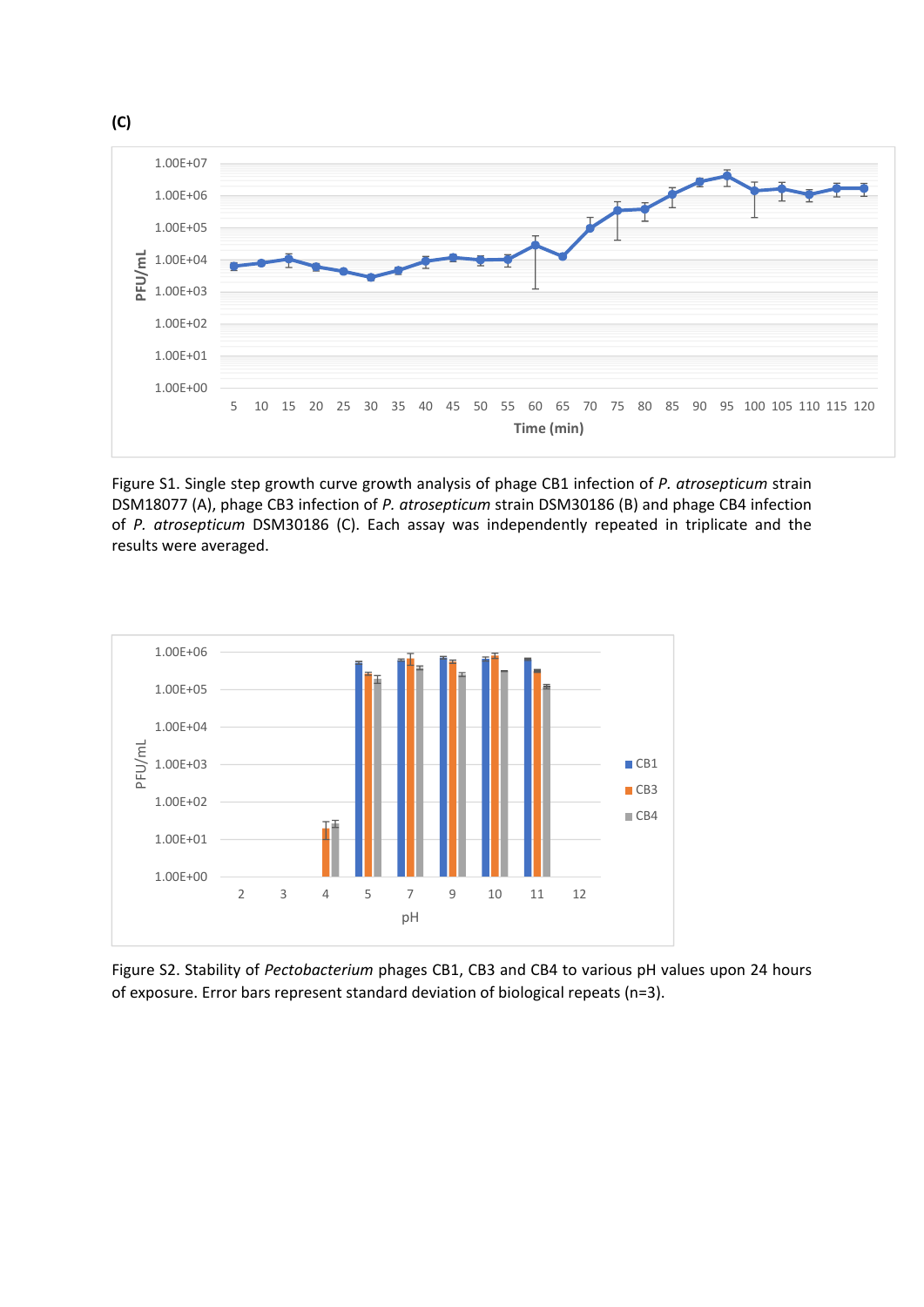(C)

Figure S1. Single step growth curve growth analysis of phage CB1 infection of *P. atrosepticum* strain DSM18077 (A), phage CB3 infection of *P. atrosepticum* strain DSM30186 (B) and phage CB4 infection of *P. atrosepticum* DSM30186 (C). Each assay was independently repeated in triplicate and the results were averaged.

Figure S2. Stability of *Pectobacterium* phages CB1, CB3 and CB4 to various pH values upon 24 hours of exposure. Error bars represent standard deviation of biological repeats (n=3).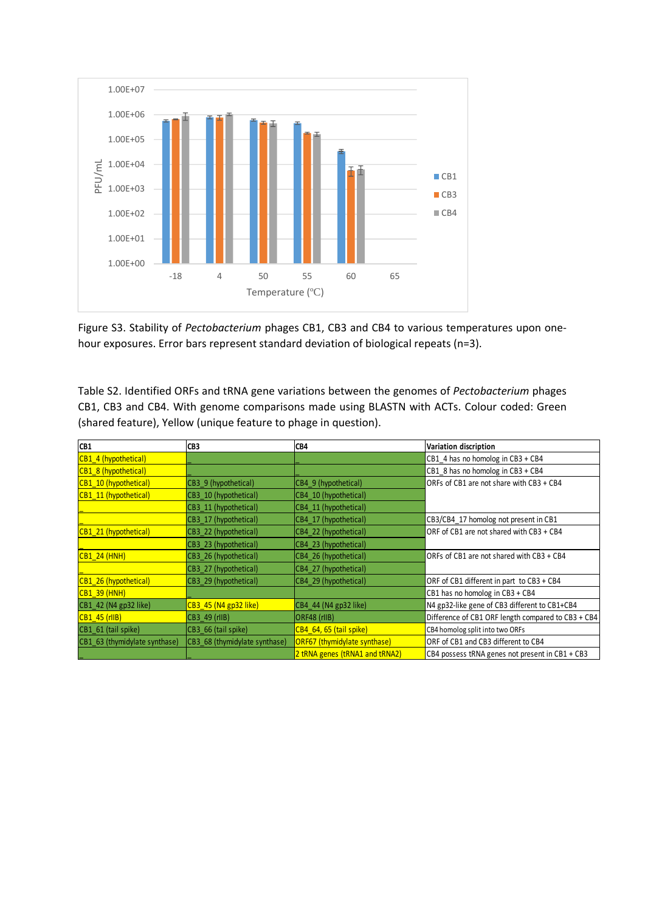Figure S3. Stability of *Pectobacterium* phages CB1, CB3 and CB4 to various temperatures upon one-hour exposures. Error bars represent standard deviation of biological repeats (n=3).

Table S2. Identified ORFs and tRNA gene variations between the genomes of *Pectobacterium* phages CB1, CB3 and CB4. With genome comparisons made using BLASTN with ACTs. Colour coded: Green (shared feature), Yellow (unique feature to phage in question).

| CB1 | CB3 | CB4 | Variation discription |
|---|---|---|---|
| CB1_4 (hypothetical) | _ | _ | CB1_4 has no homolog in CB3 + CB4 |
| CB1_8 (hypothetical) | _ | _ | CB1_8 has no homolog in CB3 + CB4 |
| CB1_10 (hypothetical) | CB3_9 (hypothetical) | CB4_9 (hypothetical) | ORFs of CB1 are not share with CB3 + CB4 |
| CB1_11 (hypothetical) | CB3_10 (hypothetical) | CB4_10 (hypothetical) | |
| _ | CB3_11 (hypothetical) | CB4_11 (hypothetical) | |
| _ | CB3_17 (hypothetical) | CB4_17 (hypothetical) | CB3/CB4_17 homolog not present in CB1 |
| CB1_21 (hypothetical) | CB3_22 (hypothetical) | CB4_22 (hypothetical) | ORF of CB1 are not shared with CB3 + CB4 |
| _ | CB3_23 (hypothetical) | CB4_23 (hypothetical) | |
| CB1_24 (HNH) | CB3_26 (hypothetical) | CB4_26 (hypothetical) | ORFs of CB1 are not shared with CB3 + CB4 |
| _ | CB3_27 (hypothetical) | CB4_27 (hypothetical) | |
| CB1_26 (hypothetical) | CB3_29 (hypothetical) | CB4_29 (hypothetical) | ORF of CB1 different in part to CB3 + CB4 |
| CB1_39 (HNH) | | | CB1 has no homolog in CB3 + CB4 |
| CB1_42 (N4 gp32 like) | CB3_45 (N4 gp32 like) | CB4_44 (N4 gp32 like) | N4 gp32-like gene of CB3 different to CB1+CB4 |
| CB1_45 (rIIB) | CB3_49 (rIIB) | ORF48 (rIIB) | Difference of CB1 ORF length compared to CB3 + CB4 |
| CB1_61 (tail spike) | CB3_66 (tail spike) | CB4_64, 65 (tail spike) | CB4 homolog split into two ORFs |
| CB1_63 (thymidylate synthase) | CB3_68 (thymidylate synthase) | ORF67 (thymidylate synthase) | ORF of CB1 and CB3 different to CB4 |
| _ | _ | 2 tRNA genes (tRNA1 and tRNA2) | CB4 possess tRNA genes not present in CB1 + CB3 |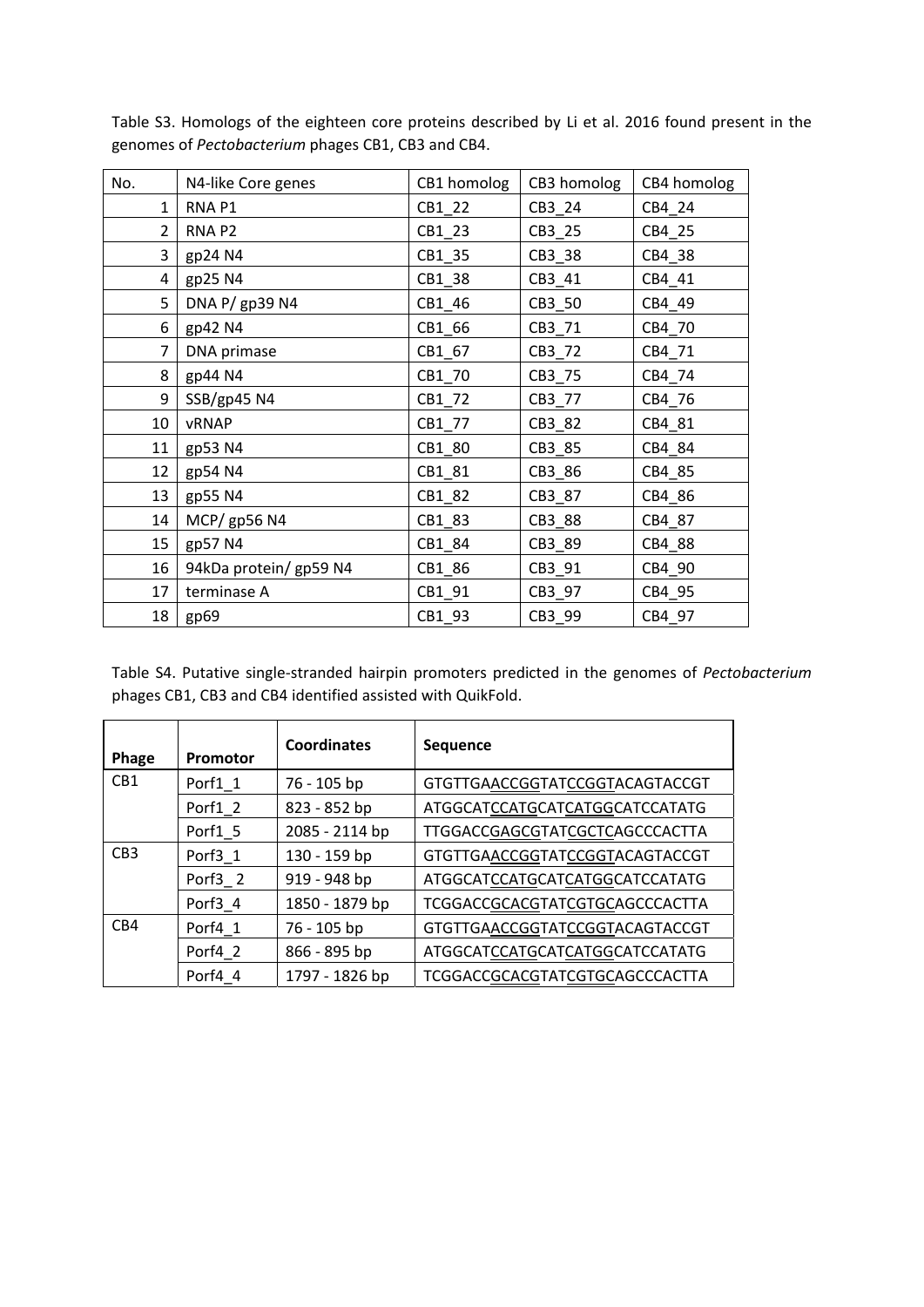Table S3. Homologs of the eighteen core proteins described by Li et al. 2016 found present in the genomes of *Pectobacterium* phages CB1, CB3 and CB4.

| No. | N4-like Core genes | CB1 homolog | CB3 homolog | CB4 homolog |
|---|---|---|---|---|
| 1 | RNA P1 | CB1_22 | CB3_24 | CB4_24 |
| 2 | RNA P2 | CB1_23 | CB3_25 | CB4_25 |
| 3 | gp24 N4 | CB1_35 | CB3_38 | CB4_38 |
| 4 | gp25 N4 | CB1_38 | CB3_41 | CB4_41 |
| 5 | DNA P/ gp39 N4 | CB1_46 | CB3_50 | CB4_49 |
| 6 | gp42 N4 | CB1_66 | CB3_71 | CB4_70 |
| 7 | DNA primase | CB1_67 | CB3_72 | CB4_71 |
| 8 | gp44 N4 | CB1_70 | CB3_75 | CB4_74 |
| 9 | SSB/gp45 N4 | CB1_72 | CB3_77 | CB4_76 |
| 10 | vRNAP | CB1_77 | CB3_82 | CB4_81 |
| 11 | gp53 N4 | CB1_80 | CB3_85 | CB4_84 |
| 12 | gp54 N4 | CB1_81 | CB3_86 | CB4_85 |
| 13 | gp55 N4 | CB1_82 | CB3_87 | CB4_86 |
| 14 | MCP/ gp56 N4 | CB1_83 | CB3_88 | CB4_87 |
| 15 | gp57 N4 | CB1_84 | CB3_89 | CB4_88 |
| 16 | 94kDa protein/ gp59 N4 | CB1_86 | CB3_91 | CB4_90 |
| 17 | terminase A | CB1_91 | CB3_97 | CB4_95 |
| 18 | gp69 | CB1_93 | CB3_99 | CB4_97 |

Table S4. Putative single-stranded hairpin promoters predicted in the genomes of *Pectobacterium* phages CB1, CB3 and CB4 identified assisted with QuikFold.

| Phage | Promotor | Coordinates | Sequence |
|---|---|---|---|
| CB1 | Porf1_1 | 76 - 105 bp | GTGTTGAACCGGTATCCGGTACAGTACCGT |
| | Porf1_2 | 823 - 852 bp | ATGGCATCCATGCATCATGGCATCCATATG |
| | Porf1_5 | 2085 - 2114 bp | TTGGACCGAGCGTATCGCTCAGCCCACTTA |
| CB3 | Porf3_1 | 130 - 159 bp | GTGTTGAACCGGTATCCGGTACAGTACCGT |
| | Porf3_ 2 | 919 - 948 bp | ATGGCATCCATGCATCATGGCATCCATATG |
| | Porf3_4 | 1850 - 1879 bp | TCGGACCGCACGTATCGTGCAGCCCACTTA |
| CB4 | Porf4_1 | 76 - 105 bp | GTGTTGAACCGGTATCCGGTACAGTACCGT |
| | Porf4_2 | 866 - 895 bp | ATGGCATCCATGCATCATGGCATCCATATG |
| | Porf4_4 | 1797 - 1826 bp | TCGGACCGCACGTATCGTGCAGCCCACTTA |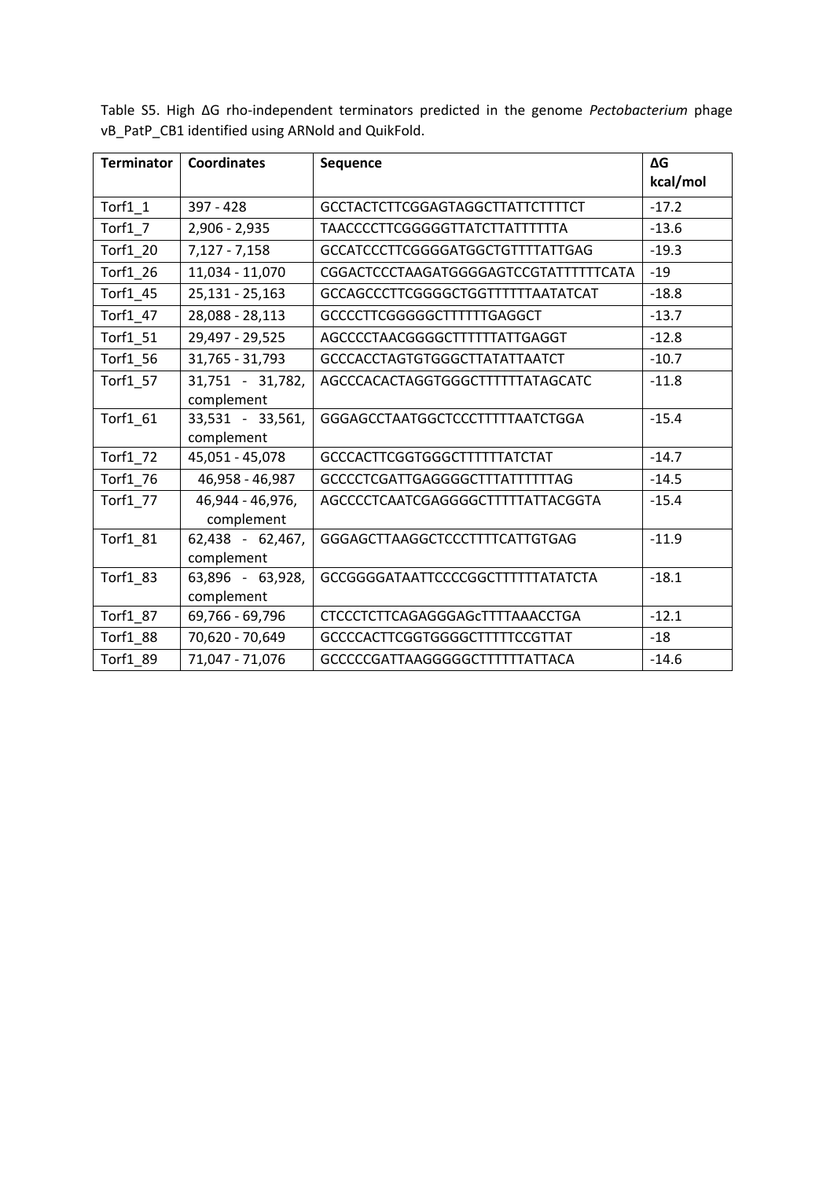Table S5. High ΔG rho-independent terminators predicted in the genome *Pectobacterium* phage vB_PatP_CB1 identified using ARNold and QuikFold.

| Terminator | Coordinates | Sequence | ΔG kcal/mol |
|---|---|---|---|
| Torf1_1 | 397 - 428 | GCCTACTCTTCGGAGTAGGCTTATTCTTTTCT | -17.2 |
| Torf1_7 | 2,906 - 2,935 | TAACCCCTTCGGGGGTTATCTTATTTTTTA | -13.6 |
| Torf1_20 | 7,127 - 7,158 | GCCATCCCTTCGGGGATGGCTGTTTTATTGAG | -19.3 |
| Torf1_26 | 11,034 - 11,070 | CGGACTCCCTAAGATGGGGAGTCCGTATTTTTTCATA | -19 |
| Torf1_45 | 25,131 - 25,163 | GCCAGCCCTTCGGGGCTGGTTTTTTAATATCAT | -18.8 |
| Torf1_47 | 28,088 - 28,113 | GCCCCTTCGGGGGCTTTTTGAGGCT | -13.7 |
| Torf1_51 | 29,497 - 29,525 | AGCCCCTAACGGGGCTTTTTTATTGAGGT | -12.8 |
| Torf1_56 | 31,765 - 31,793 | GCCCACCTAGTGTGGGCTTATATTAATCT | -10.7 |
| Torf1_57 | 31,751 - 31,782, complement | AGCCCACACTAGGTGGGCTTTTTTATAGCATC | -11.8 |
| Torf1_61 | 33,531 - 33,561, complement | GGGAGCCTAATGGCTCCCTTTTTAATCTGGA | -15.4 |
| Torf1_72 | 45,051 - 45,078 | GCCCACTTCGGTGGGCTTTTTTATCTAT | -14.7 |
| Torf1_76 | 46,958 - 46,987 | GCCCCTCGATTGAGGGGCTTTATTTTTTAG | -14.5 |
| Torf1_77 | 46,944 - 46,976, complement | AGCCCCTCAATCGAGGGGCTTTTTATTACGGTA | -15.4 |
| Torf1_81 | 62,438 - 62,467, complement | GGGAGCTTAAGGCTCCCTTTTCATTGTGAG | -11.9 |
| Torf1_83 | 63,896 - 63,928, complement | GCCGGGGATAATTCCCCGGCTTTTTTATATCTA | -18.1 |
| Torf1_87 | 69,766 - 69,796 | CTCCCTCTTCAGAGGGAGcTTTTAAACCTGA | -12.1 |
| Torf1_88 | 70,620 - 70,649 | GCCCCACTTCGGTGGGGCTTTTTCCGTTAT | -18 |
| Torf1_89 | 71,047 - 71,076 | GCCCCCGATTAAGGGGGCTTTTTTATTACA | -14.6 |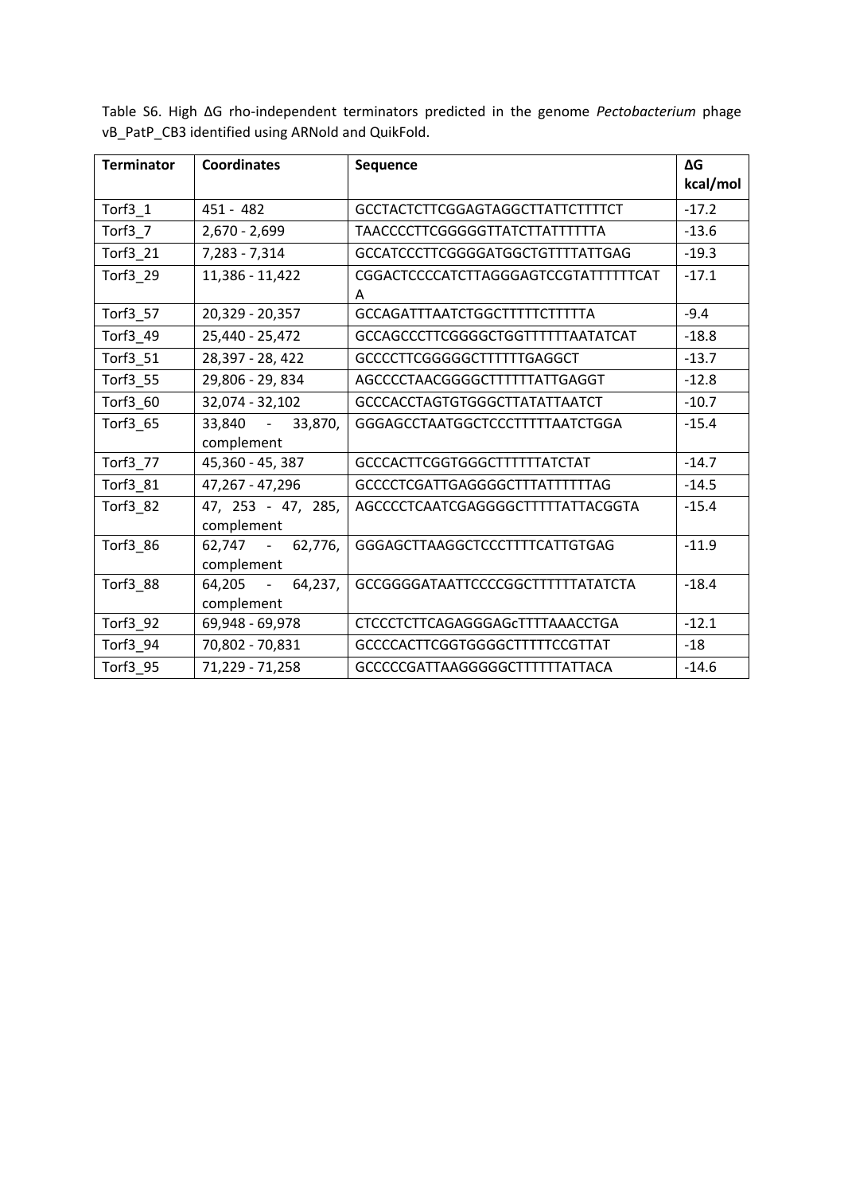Table S6. High ΔG rho-independent terminators predicted in the genome *Pectobacterium* phage vB_PatP_CB3 identified using ARNold and QuikFold.

| Terminator | Coordinates | Sequence | ΔG kcal/mol |
|---|---|---|---|
| Torf3_1 | 451 - 482 | GCCTACTCTTCGGAGTAGGCTTATTCTTTTCT | -17.2 |
| Torf3_7 | 2,670 - 2,699 | TAACCCCTTCGGGGGTTATCTTATTTTTTA | -13.6 |
| Torf3_21 | 7,283 - 7,314 | GCCATCCCTTCGGGGATGGCTGTTTTATTGAG | -19.3 |
| Torf3_29 | 11,386 - 11,422 | CGGACTCCCCATCTTAGGGAGTCCGTATTTTTTCATA | -17.1 |
| Torf3_57 | 20,329 - 20,357 | GCCAGATTTAATCTGGCTTTTTCTTTTTA | -9.4 |
| Torf3_49 | 25,440 - 25,472 | GCCAGCCCTTCGGGGCTGGTTTTTTAATATCAT | -18.8 |
| Torf3_51 | 28,397 - 28, 422 | GCCCCTTCGGGGGCTTTTTTGAGGCT | -13.7 |
| Torf3_55 | 29,806 - 29, 834 | AGCCCCTAACGGGGCTTTTTTATTGAGGT | -12.8 |
| Torf3_60 | 32,074 - 32,102 | GCCCACCTAGTGTGGGCTTATATTAATCT | -10.7 |
| Torf3_65 | 33,840 - 33,870, complement | GGGAGCCTAATGGCTCCCTTTTTAATCTGGA | -15.4 |
| Torf3_77 | 45,360 - 45, 387 | GCCCACTTCGGTGGGCTTTTTTATCTAT | -14.7 |
| Torf3_81 | 47,267 - 47,296 | GCCCCTCGATTGAGGGGCTTTATTTTTTAG | -14.5 |
| Torf3_82 | 47, 253 - 47, 285, complement | AGCCCCTCAATCGAGGGGCTTTTATTACGGTA | -15.4 |
| Torf3_86 | 62,747 - 62,776, complement | GGGAGCTTAAGGCTCCCTTTTCATTGTGAG | -11.9 |
| Torf3_88 | 64,205 - 64,237, complement | GCCGGGGATAATTCCCCGGCTTTTTTATATCTA | -18.4 |
| Torf3_92 | 69,948 - 69,978 | CTCCCTCTTCAGAGGGAGcTTTTAAACCTGA | -12.1 |
| Torf3_94 | 70,802 - 70,831 | GCCCCACTTCGGTGGGGCTTTTTCCGTTAT | -18 |
| Torf3_95 | 71,229 - 71,258 | GCCCCCGATTAAGGGGGCTTTTTTATTACA | -14.6 |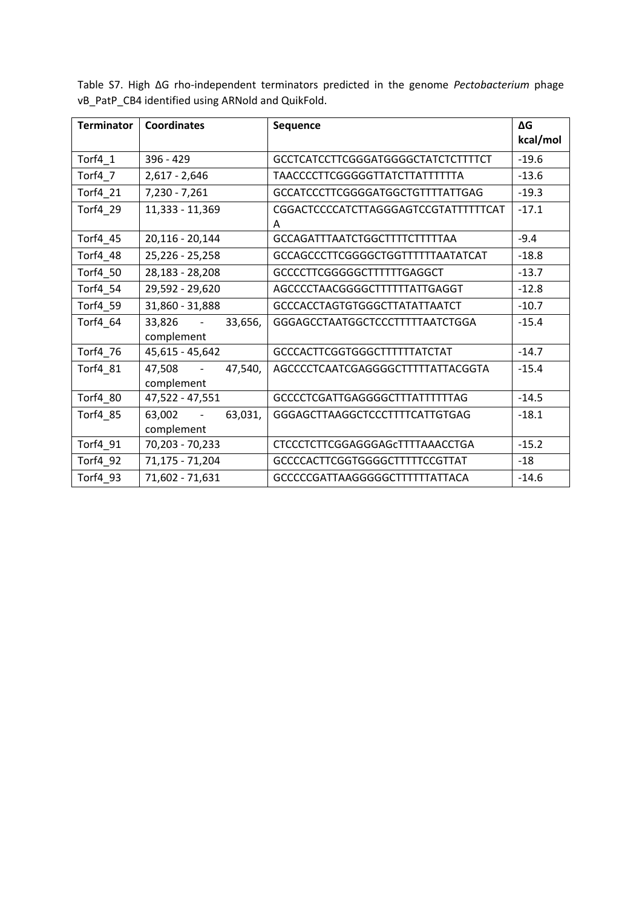Table S7. High ΔG rho-independent terminators predicted in the genome *Pectobacterium* phage vB_PatP_CB4 identified using ARNold and QuikFold.

| Terminator | Coordinates | Sequence | ΔG kcal/mol |
|---|---|---|---|
| Torf4_1 | 396 - 429 | GCCTCATCCTTCGGGATGGGGCTATCTCTTTTCT | -19.6 |
| Torf4_7 | 2,617 - 2,646 | TAACCCCTTCGGGGGTTATCTTATTTTTTA | -13.6 |
| Torf4_21 | 7,230 - 7,261 | GCCATCCCTTCGGGGATGGCTGTTTTATTGAG | -19.3 |
| Torf4_29 | 11,333 - 11,369 | CGGACTCCCCATCTTAGGGAGTCCGTATTTTTTCATA | -17.1 |
| Torf4_45 | 20,116 - 20,144 | GCCAGATTTAATCTGGCTTTTCTTTTTAA | -9.4 |
| Torf4_48 | 25,226 - 25,258 | GCCAGCCCTTCGGGGCTGGTTTTTTAATATCAT | -18.8 |
| Torf4_50 | 28,183 - 28,208 | GCCCCTTCGGGGGCTTTTTTGAGGCT | -13.7 |
| Torf4_54 | 29,592 - 29,620 | AGCCCCTAACGGGGCTTTTTTATTGAGGT | -12.8 |
| Torf4_59 | 31,860 - 31,888 | GCCCACCTAGTGTGGGCTTATATTAATCT | -10.7 |
| Torf4_64 | 33,826 - 33,656, complement | GGGAGCCTAATGGCTCCCTTTTTAATCTGGA | -15.4 |
| Torf4_76 | 45,615 - 45,642 | GCCCACTTCGGTGGGCTTTTTTATCTAT | -14.7 |
| Torf4_81 | 47,508 - 47,540, complement | AGCCCCTCAATCGAGGGGCTTTTTATTACGGTA | -15.4 |
| Torf4_80 | 47,522 - 47,551 | GCCCCTCGATTGAGGGGCTTTATTTTTTAG | -14.5 |
| Torf4_85 | 63,002 - 63,031, complement | GGGAGCTTAAGGCTCCCTTTTCATTGTGAG | -18.1 |
| Torf4_91 | 70,203 - 70,233 | CTCCCTCTTCGGAGGGAGcTTTTAAACCTGA | -15.2 |
| Torf4_92 | 71,175 - 71,204 | GCCCCACTTCGGTGGGGCTTTTTCCGTTAT | -18 |
| Torf4_93 | 71,602 - 71,631 | GCCCCCGATTAAGGGGGCTTTTTTATTACA | -14.6 |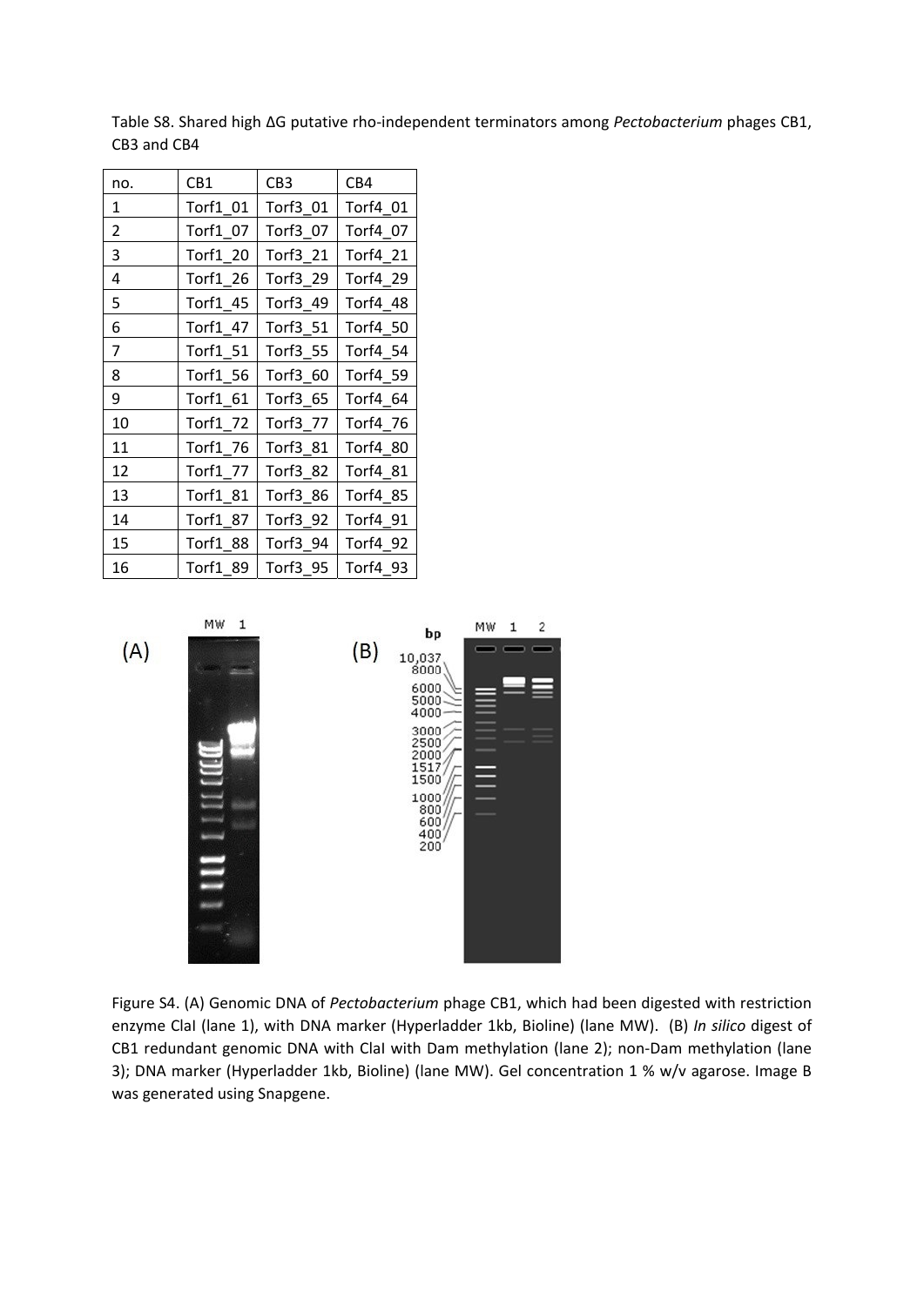Table S8. Shared high ΔG putative rho-independent terminators among *Pectobacterium* phages CB1, CB3 and CB4

| no. | CB1 | CB3 | CB4 |
| --- | --- | --- | --- |
| 1 | Torf1_01 | Torf3_01 | Torf4_01 |
| 2 | Torf1_07 | Torf3_07 | Torf4_07 |
| 3 | Torf1_20 | Torf3_21 | Torf4_21 |
| 4 | Torf1_26 | Torf3_29 | Torf4_29 |
| 5 | Torf1_45 | Torf3_49 | Torf4_48 |
| 6 | Torf1_47 | Torf3_51 | Torf4_50 |
| 7 | Torf1_51 | Torf3_55 | Torf4_54 |
| 8 | Torf1_56 | Torf3_60 | Torf4_59 |
| 9 | Torf1_61 | Torf3_65 | Torf4_64 |
| 10 | Torf1_72 | Torf3_77 | Torf4_76 |
| 11 | Torf1_76 | Torf3_81 | Torf4_80 |
| 12 | Torf1_77 | Torf3_82 | Torf4_81 |
| 13 | Torf1_81 | Torf3_86 | Torf4_85 |
| 14 | Torf1_87 | Torf3_92 | Torf4_91 |
| 15 | Torf1_88 | Torf3_94 | Torf4_92 |
| 16 | Torf1_89 | Torf3_95 | Torf4_93 |

Figure S4. (A) Genomic DNA of *Pectobacterium* phage CB1, which had been digested with restriction enzyme ClaI (lane 1), with DNA marker (Hyperladder 1kb, Bioline) (lane MW). (B) *In silico* digest of CB1 redundant genomic DNA with ClaI with Dam methylation (lane 2); non-Dam methylation (lane 3); DNA marker (Hyperladder 1kb, Bioline) (lane MW). Gel concentration 1 % w/v agarose. Image B was generated using Snapgene.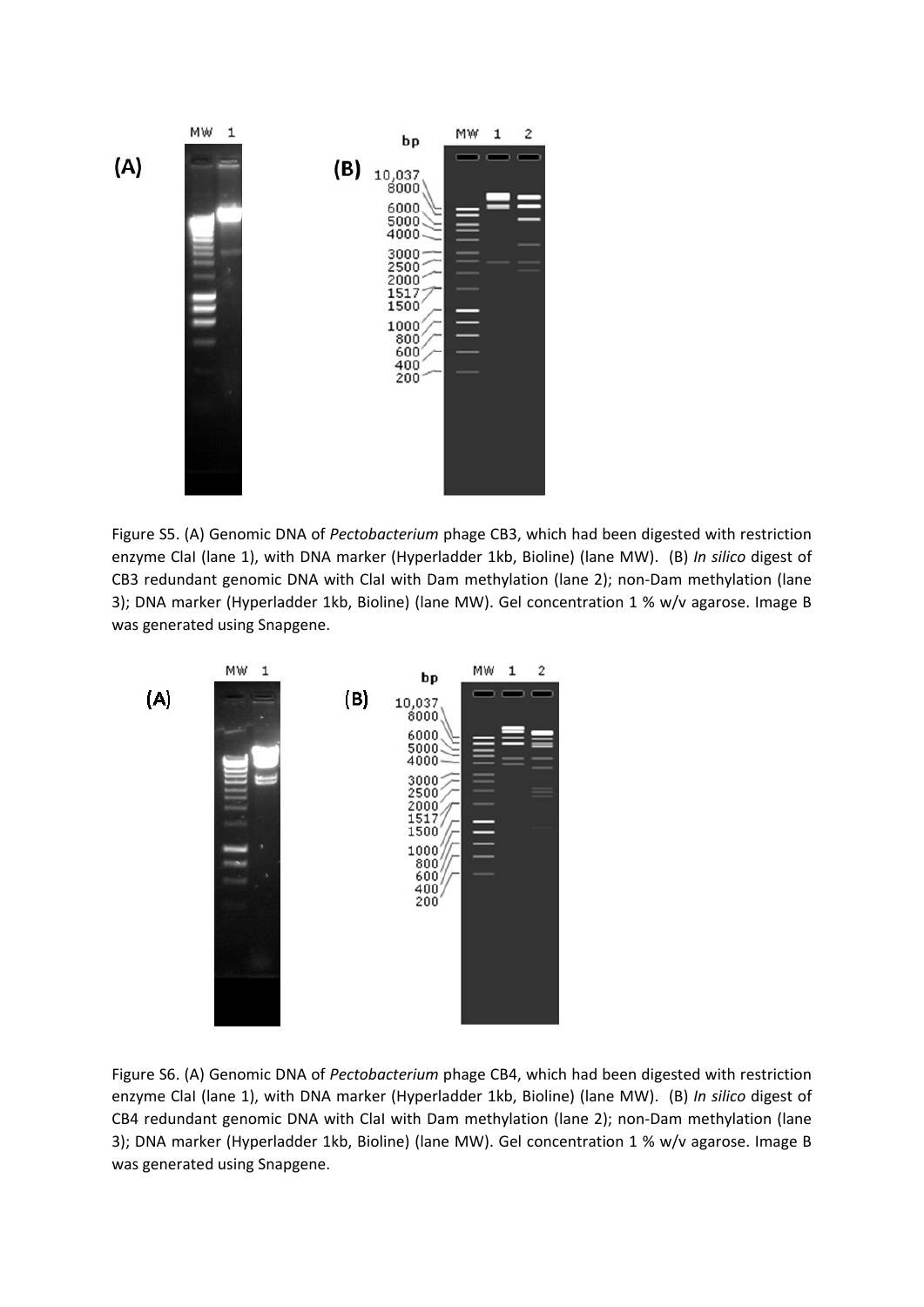Figure S5. (A) Genomic DNA of *Pectobacterium* phage CB3, which had been digested with restriction enzyme ClaI (lane 1), with DNA marker (Hyperladder 1kb, Bioline) (lane MW). (B) *In silico* digest of CB3 redundant genomic DNA with ClaI with Dam methylation (lane 2); non-Dam methylation (lane 3); DNA marker (Hyperladder 1kb, Bioline) (lane MW). Gel concentration 1 % w/v agarose. Image B was generated using Snapgene.

Figure S6. (A) Genomic DNA of *Pectobacterium* phage CB4, which had been digested with restriction enzyme ClaI (lane 1), with DNA marker (Hyperladder 1kb, Bioline) (lane MW). (B) *In silico* digest of CB4 redundant genomic DNA with ClaI with Dam methylation (lane 2); non-Dam methylation (lane 3); DNA marker (Hyperladder 1kb, Bioline) (lane MW). Gel concentration 1 % w/v agarose. Image B was generated using Snapgene.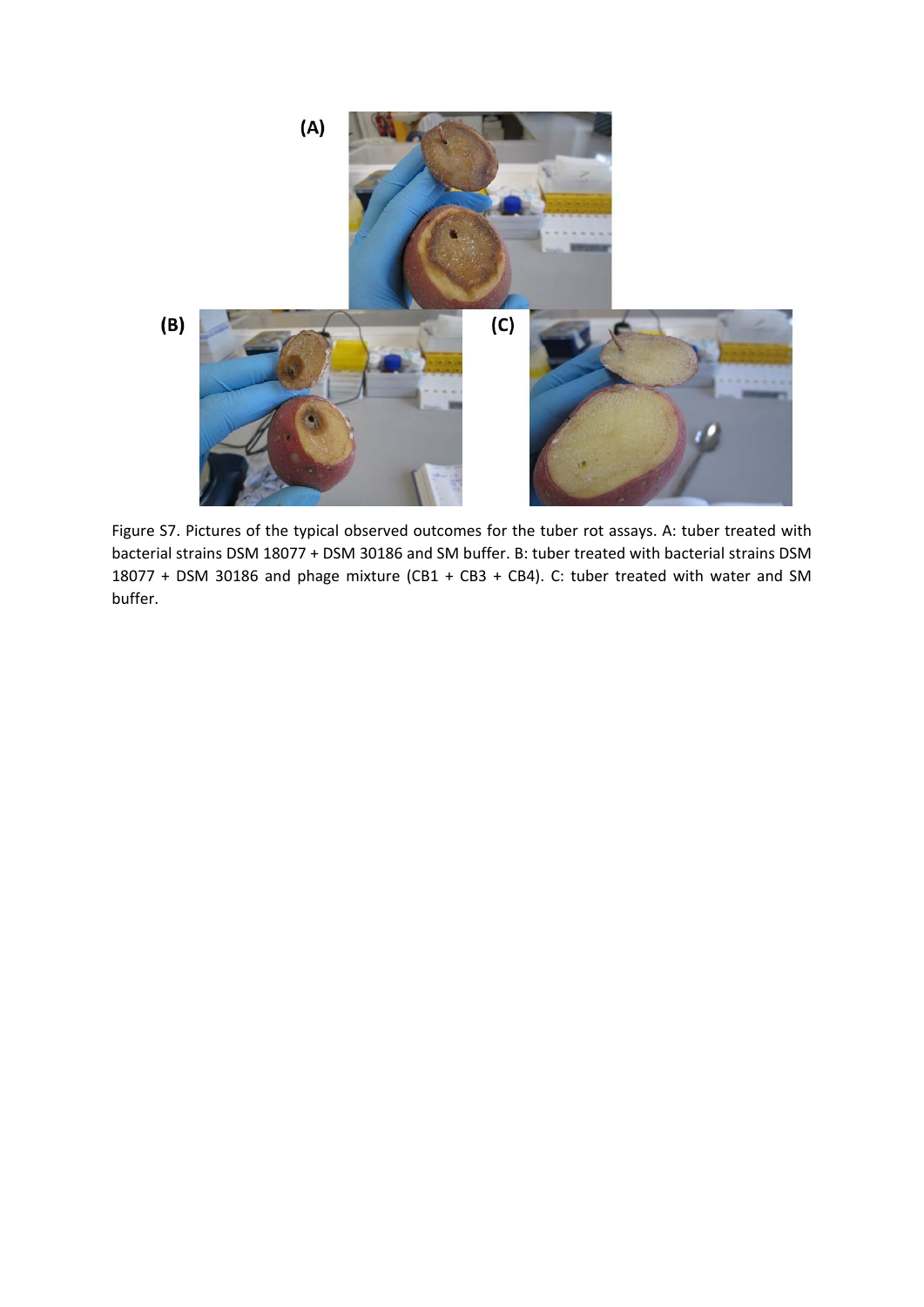(A)

(B)

(C)

Figure S7. Pictures of the typical observed outcomes for the tuber rot assays. A: tuber treated with bacterial strains DSM 18077 + DSM 30186 and SM buffer. B: tuber treated with bacterial strains DSM 18077 + DSM 30186 and phage mixture (CB1 + CB3 + CB4). C: tuber treated with water and SM buffer.